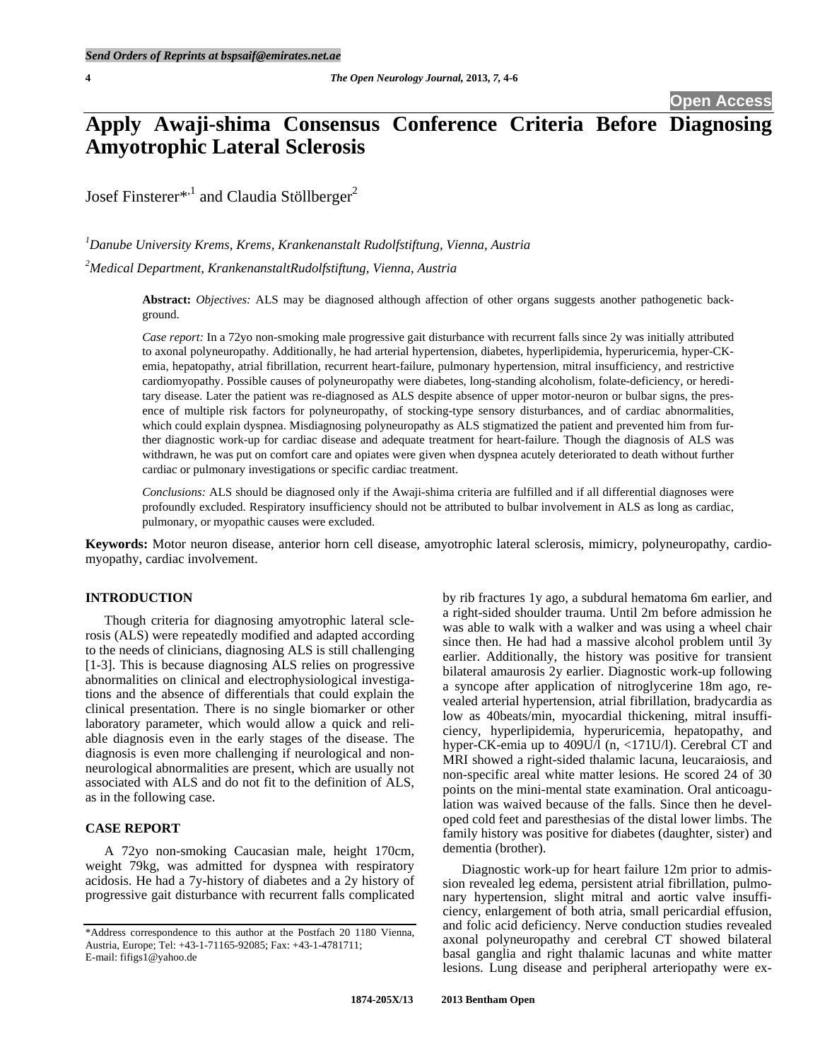# Apply Awaji-shima Consensus Conference Criteria Before Diagnosing Amyotrophic Lateral Sclerosis

Josef Finsterer*[,1] and Claudia Stöllberger[2]

[1]*Danube University Krems, Krems, Krankenanstalt Rudolfstiftung, Vienna, Austria*

[2]*Medical Department, KrankenanstaltRudolfstiftung, Vienna, Austria*

**Abstract:** *Objectives:* ALS may be diagnosed although affection of other organs suggests another pathogenetic background.

*Case report:* In a 72yo non-smoking male progressive gait disturbance with recurrent falls since 2y was initially attributed to axonal polyneuropathy. Additionally, he had arterial hypertension, diabetes, hyperlipidemia, hyperuricemia, hyper-CK-emia, hepatopathy, atrial fibrillation, recurrent heart-failure, pulmonary hypertension, mitral insufficiency, and restrictive cardiomyopathy. Possible causes of polyneuropathy were diabetes, long-standing alcoholism, folate-deficiency, or hereditary disease. Later the patient was re-diagnosed as ALS despite absence of upper motor-neuron or bulbar signs, the presence of multiple risk factors for polyneuropathy, of stocking-type sensory disturbances, and of cardiac abnormalities, which could explain dyspnea. Misdiagnosing polyneuropathy as ALS stigmatized the patient and prevented him from further diagnostic work-up for cardiac disease and adequate treatment for heart-failure. Though the diagnosis of ALS was withdrawn, he was put on comfort care and opiates were given when dyspnea acutely deteriorated to death without further cardiac or pulmonary investigations or specific cardiac treatment.

*Conclusions:* ALS should be diagnosed only if the Awaji-shima criteria are fulfilled and if all differential diagnoses were profoundly excluded. Respiratory insufficiency should not be attributed to bulbar involvement in ALS as long as cardiac, pulmonary, or myopathic causes were excluded.

**Keywords:** Motor neuron disease, anterior horn cell disease, amyotrophic lateral sclerosis, mimicry, polyneuropathy, cardiomyopathy, cardiac involvement.

## INTRODUCTION

Though criteria for diagnosing amyotrophic lateral sclerosis (ALS) were repeatedly modified and adapted according to the needs of clinicians, diagnosing ALS is still challenging [1-3]. This is because diagnosing ALS relies on progressive abnormalities on clinical and electrophysiological investigations and the absence of differentials that could explain the clinical presentation. There is no single biomarker or other laboratory parameter, which would allow a quick and reliable diagnosis even in the early stages of the disease. The diagnosis is even more challenging if neurological and non-neurological abnormalities are present, which are usually not associated with ALS and do not fit to the definition of ALS, as in the following case.

## CASE REPORT

A 72yo non-smoking Caucasian male, height 170cm, weight 79kg, was admitted for dyspnea with respiratory acidosis. He had a 7y-history of diabetes and a 2y history of progressive gait disturbance with recurrent falls complicated by rib fractures 1y ago, a subdural hematoma 6m earlier, and a right-sided shoulder trauma. Until 2m before admission he was able to walk with a walker and was using a wheel chair since then. He had had a massive alcohol problem until 3y earlier. Additionally, the history was positive for transient bilateral amaurosis 2y earlier. Diagnostic work-up following a syncope after application of nitroglycerine 18m ago, revealed arterial hypertension, atrial fibrillation, bradycardia as low as 40beats/min, myocardial thickening, mitral insufficiency, hyperlipidemia, hyperuricemia, hepatopathy, and hyper-CK-emia up to 409U/l (n, <171U/l). Cerebral CT and MRI showed a right-sided thalamic lacuna, leucaraiosis, and non-specific areal white matter lesions. He scored 24 of 30 points on the mini-mental state examination. Oral anticoagulation was waived because of the falls. Since then he developed cold feet and paresthesias of the distal lower limbs. The family history was positive for diabetes (daughter, sister) and dementia (brother).

Diagnostic work-up for heart failure 12m prior to admission revealed leg edema, persistent atrial fibrillation, pulmonary hypertension, slight mitral and aortic valve insufficiency, enlargement of both atria, small pericardial effusion, and folic acid deficiency. Nerve conduction studies revealed axonal polyneuropathy and cerebral CT showed bilateral basal ganglia and right thalamic lacunas and white matter lesions. Lung disease and peripheral arteriopathy were ex-

*Address correspondence to this author at the Postfach 20 1180 Vienna, Austria, Europe; Tel: +43-1-71165-92085; Fax: +43-1-4781711; E-mail: fifigs1@yahoo.de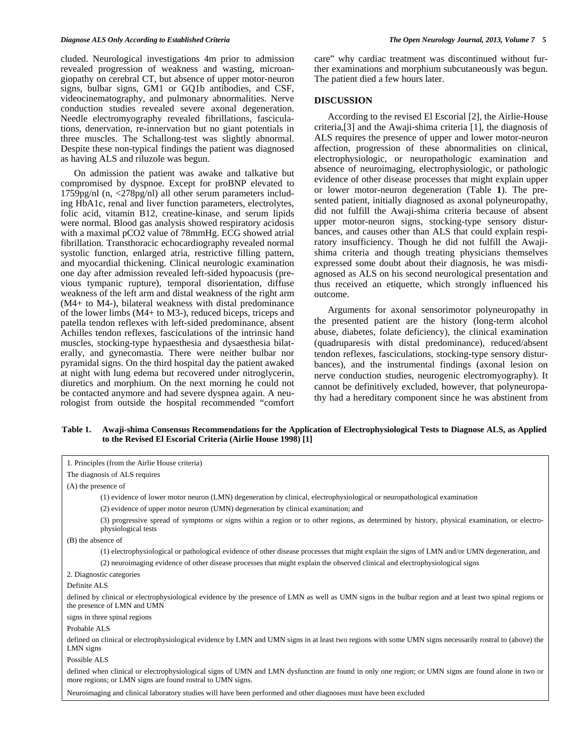cluded. Neurological investigations 4m prior to admission revealed progression of weakness and wasting, microangiopathy on cerebral CT, but absence of upper motor-neuron signs, bulbar signs, GM1 or GQ1b antibodies, and CSF, videocinematography, and pulmonary abnormalities. Nerve conduction studies revealed severe axonal degeneration. Needle electromyography revealed fibrillations, fasciculations, denervation, re-innervation but no giant potentials in three muscles. The Schallong-test was slightly abnormal. Despite these non-typical findings the patient was diagnosed as having ALS and riluzole was begun.

On admission the patient was awake and talkative but compromised by dyspnoe. Except for proBNP elevated to 1759pg/nl (n, <278pg/nl) all other serum parameters including HbA1c, renal and liver function parameters, electrolytes, folic acid, vitamin B12, creatine-kinase, and serum lipids were normal. Blood gas analysis showed respiratory acidosis with a maximal pCO2 value of 78mmHg. ECG showed atrial fibrillation. Transthoracic echocardiography revealed normal systolic function, enlarged atria, restrictive filling pattern, and myocardial thickening. Clinical neurologic examination one day after admission revealed left-sided hypoacusis (previous tympanic rupture), temporal disorientation, diffuse weakness of the left arm and distal weakness of the right arm (M4+ to M4-), bilateral weakness with distal predominance of the lower limbs (M4+ to M3-), reduced biceps, triceps and patella tendon reflexes with left-sided predominance, absent Achilles tendon reflexes, fasciculations of the intrinsic hand muscles, stocking-type hypaesthesia and dysaesthesia bilaterally, and gynecomastia. There were neither bulbar nor pyramidal signs. On the third hospital day the patient awaked at night with lung edema but recovered under nitroglycerin, diuretics and morphium. On the next morning he could not be contacted anymore and had severe dyspnea again. A neurologist from outside the hospital recommended "comfort care" why cardiac treatment was discontinued without further examinations and morphium subcutaneously was begun. The patient died a few hours later.

## DISCUSSION

According to the revised El Escorial [2], the Airlie-House criteria,[3] and the Awaji-shima criteria [1], the diagnosis of ALS requires the presence of upper and lower motor-neuron affection, progression of these abnormalities on clinical, electrophysiologic, or neuropathologic examination and absence of neuroimaging, electrophysiologic, or pathologic evidence of other disease processes that might explain upper or lower motor-neuron degeneration (Table **1**). The presented patient, initially diagnosed as axonal polyneuropathy, did not fulfill the Awaji-shima criteria because of absent upper motor-neuron signs, stocking-type sensory disturbances, and causes other than ALS that could explain respiratory insufficiency. Though he did not fulfill the Awaji-shima criteria and though treating physicians themselves expressed some doubt about their diagnosis, he was misdiagnosed as ALS on his second neurological presentation and thus received an etiquette, which strongly influenced his outcome.

Arguments for axonal sensorimotor polyneuropathy in the presented patient are the history (long-term alcohol abuse, diabetes, folate deficiency), the clinical examination (quadruparesis with distal predominance), reduced/absent tendon reflexes, fasciculations, stocking-type sensory disturbances), and the instrumental findings (axonal lesion on nerve conduction studies, neurogenic electromyography). It cannot be definitively excluded, however, that polyneuropathy had a hereditary component since he was abstinent from

**Table 1. Awaji-shima Consensus Recommendations for the Application of Electrophysiological Tests to Diagnose ALS, as Applied to the Revised El Escorial Criteria (Airlie House 1998) [1]**

| |
|---|
| 1. Principles (from the Airlie House criteria) |
| The diagnosis of ALS requires |
| (A) the presence of |
| (1) evidence of lower motor neuron (LMN) degeneration by clinical, electrophysiological or neuropathological examination |
| (2) evidence of upper motor neuron (UMN) degeneration by clinical examination; and |
| (3) progressive spread of symptoms or signs within a region or to other regions, as determined by history, physical examination, or electrophysiological tests |
| (B) the absence of |
| (1) electrophysiological or pathological evidence of other disease processes that might explain the signs of LMN and/or UMN degeneration, and |
| (2) neuroimaging evidence of other disease processes that might explain the observed clinical and electrophysiological signs |
| 2. Diagnostic categories |
| Definite ALS |
| defined by clinical or electrophysiological evidence by the presence of LMN as well as UMN signs in the bulbar region and at least two spinal regions or the presence of LMN and UMN |
| signs in three spinal regions |
| Probable ALS |
| defined on clinical or electrophysiological evidence by LMN and UMN signs in at least two regions with some UMN signs necessarily rostral to (above) the LMN signs |
| Possible ALS |
| defined when clinical or electrophysiological signs of UMN and LMN dysfunction are found in only one region; or UMN signs are found alone in two or more regions; or LMN signs are found rostral to UMN signs. |
| Neuroimaging and clinical laboratory studies will have been performed and other diagnoses must have been excluded |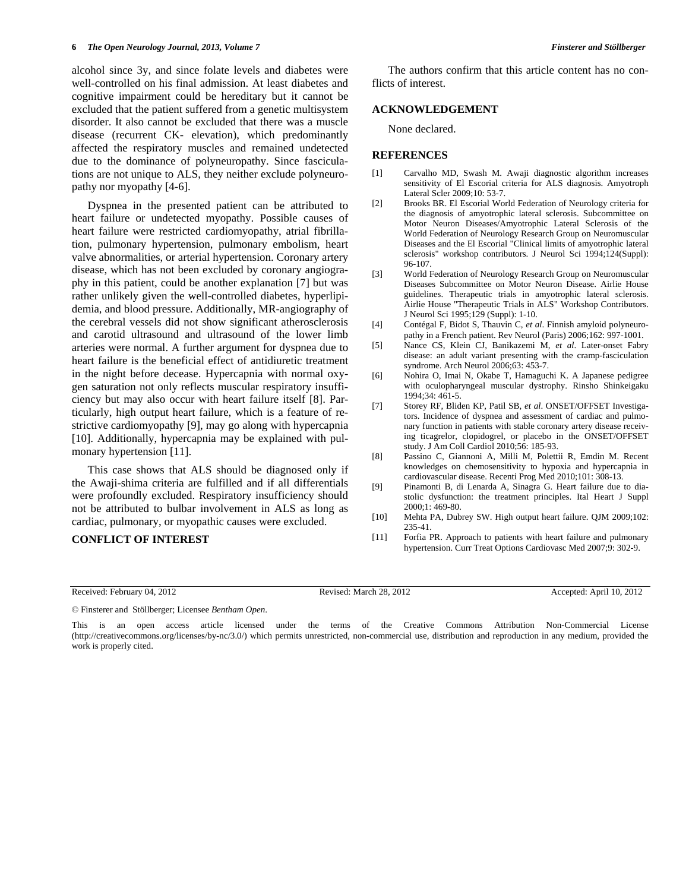alcohol since 3y, and since folate levels and diabetes were well-controlled on his final admission. At least diabetes and cognitive impairment could be hereditary but it cannot be excluded that the patient suffered from a genetic multisystem disorder. It also cannot be excluded that there was a muscle disease (recurrent CK- elevation), which predominantly affected the respiratory muscles and remained undetected due to the dominance of polyneuropathy. Since fasciculations are not unique to ALS, they neither exclude polyneuropathy nor myopathy [4-6].

Dyspnea in the presented patient can be attributed to heart failure or undetected myopathy. Possible causes of heart failure were restricted cardiomyopathy, atrial fibrillation, pulmonary hypertension, pulmonary embolism, heart valve abnormalities, or arterial hypertension. Coronary artery disease, which has not been excluded by coronary angiography in this patient, could be another explanation [7] but was rather unlikely given the well-controlled diabetes, hyperlipidemia, and blood pressure. Additionally, MR-angiography of the cerebral vessels did not show significant atherosclerosis and carotid ultrasound and ultrasound of the lower limb arteries were normal. A further argument for dyspnea due to heart failure is the beneficial effect of antidiuretic treatment in the night before decease. Hypercapnia with normal oxygen saturation not only reflects muscular respiratory insufficiency but may also occur with heart failure itself [8]. Particularly, high output heart failure, which is a feature of restrictive cardiomyopathy [9], may go along with hypercapnia [10]. Additionally, hypercapnia may be explained with pulmonary hypertension [11].

This case shows that ALS should be diagnosed only if the Awaji-shima criteria are fulfilled and if all differentials were profoundly excluded. Respiratory insufficiency should not be attributed to bulbar involvement in ALS as long as cardiac, pulmonary, or myopathic causes were excluded.

## CONFLICT OF INTEREST

The authors confirm that this article content has no conflicts of interest.

## ACKNOWLEDGEMENT

None declared.

## REFERENCES

[1] Carvalho MD, Swash M. Awaji diagnostic algorithm increases sensitivity of El Escorial criteria for ALS diagnosis. Amyotroph Lateral Scler 2009;10: 53-7.

[2] Brooks BR. El Escorial World Federation of Neurology criteria for the diagnosis of amyotrophic lateral sclerosis. Subcommittee on Motor Neuron Diseases/Amyotrophic Lateral Sclerosis of the World Federation of Neurology Research Group on Neuromuscular Diseases and the El Escorial "Clinical limits of amyotrophic lateral sclerosis" workshop contributors. J Neurol Sci 1994;124(Suppl): 96-107.

[3] World Federation of Neurology Research Group on Neuromuscular Diseases Subcommittee on Motor Neuron Disease. Airlie House guidelines. Therapeutic trials in amyotrophic lateral sclerosis. Airlie House "Therapeutic Trials in ALS" Workshop Contributors. J Neurol Sci 1995;129 (Suppl): 1-10.

[4] Contégal F, Bidot S, Thauvin C, *et al*. Finnish amyloid polyneuropathy in a French patient. Rev Neurol (Paris) 2006;162: 997-1001.

[5] Nance CS, Klein CJ, Banikazemi M, *et al*. Later-onset Fabry disease: an adult variant presenting with the cramp-fasciculation syndrome. Arch Neurol 2006;63: 453-7.

[6] Nohira O, Imai N, Okabe T, Hamaguchi K. A Japanese pedigree with oculopharyngeal muscular dystrophy. Rinsho Shinkeigaku 1994;34: 461-5.

[7] Storey RF, Bliden KP, Patil SB, *et al*. ONSET/OFFSET Investigators. Incidence of dyspnea and assessment of cardiac and pulmonary function in patients with stable coronary artery disease receiving ticagrelor, clopidogrel, or placebo in the ONSET/OFFSET study. J Am Coll Cardiol 2010;56: 185-93.

[8] Passino C, Giannoni A, Milli M, Poletti R, Emdin M. Recent knowledges on chemosensitivity to hypoxia and hypercapnia in cardiovascular disease. Recenti Prog Med 2010;101: 308-13.

[9] Pinamonti B, di Lenarda A, Sinagra G. Heart failure due to diastolic dysfunction: the treatment principles. Ital Heart J Suppl 2000;1: 469-80.

[10] Mehta PA, Dubrey SW. High output heart failure. QJM 2009;102: 235-41.

[11] Forfia PR. Approach to patients with heart failure and pulmonary hypertension. Curr Treat Options Cardiovasc Med 2007;9: 302-9.

Received: February 04, 2012 Revised: March 28, 2012 Accepted: April 10, 2012

© Finsterer and Stöllberger; Licensee *Bentham Open*.

This is an open access article licensed under the terms of the Creative Commons Attribution Non-Commercial License (http://creativecommons.org/licenses/by-nc/3.0/) which permits unrestricted, non-commercial use, distribution and reproduction in any medium, provided the work is properly cited.